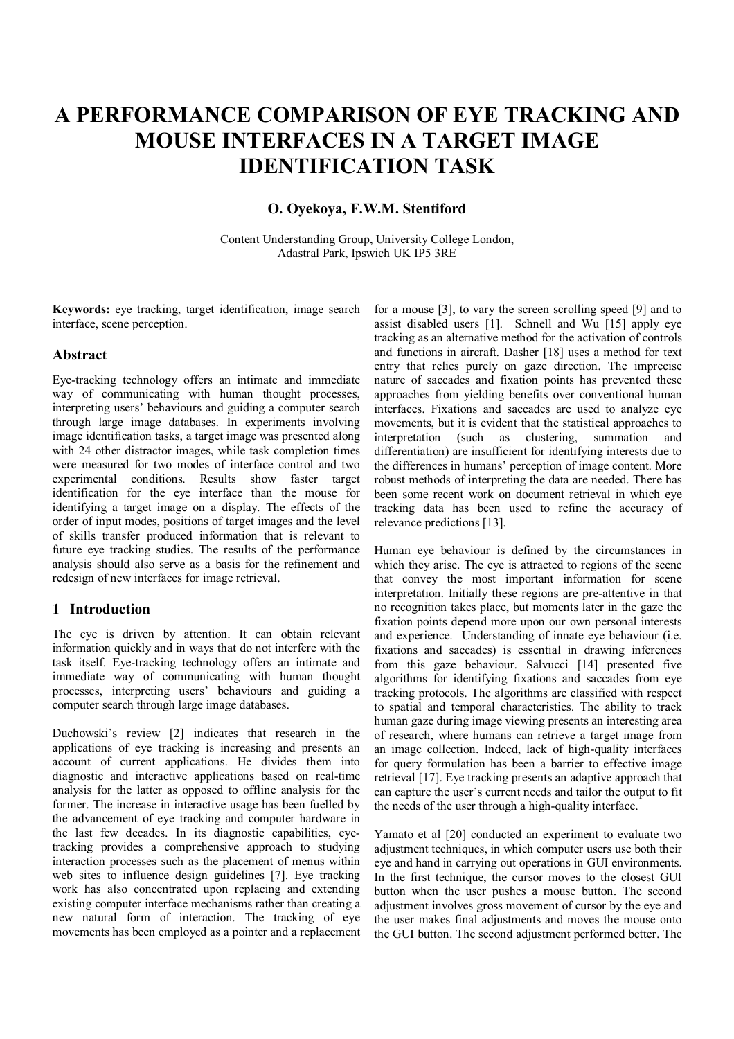# A PERFORMANCE COMPARISON OF EYE TRACKING AND MOUSE INTERFACES IN A TARGET IMAGE IDENTIFICATION TASK

**O. Oyekoya, F.W.M. Stentiford**

Content Understanding Group, University College London,
Adastral Park, Ipswich UK IP5 3RE

**Keywords:** eye tracking, target identification, image search interface, scene perception.

## Abstract

Eye-tracking technology offers an intimate and immediate way of communicating with human thought processes, interpreting users' behaviours and guiding a computer search through large image databases. In experiments involving image identification tasks, a target image was presented along with 24 other distractor images, while task completion times were measured for two modes of interface control and two experimental conditions. Results show faster target identification for the eye interface than the mouse for identifying a target image on a display. The effects of the order of input modes, positions of target images and the level of skills transfer produced information that is relevant to future eye tracking studies. The results of the performance analysis should also serve as a basis for the refinement and redesign of new interfaces for image retrieval.

## 1 Introduction

The eye is driven by attention. It can obtain relevant information quickly and in ways that do not interfere with the task itself. Eye-tracking technology offers an intimate and immediate way of communicating with human thought processes, interpreting users' behaviours and guiding a computer search through large image databases.

Duchowski's review [2] indicates that research in the applications of eye tracking is increasing and presents an account of current applications. He divides them into diagnostic and interactive applications based on real-time analysis for the latter as opposed to offline analysis for the former. The increase in interactive usage has been fuelled by the advancement of eye tracking and computer hardware in the last few decades. In its diagnostic capabilities, eye-tracking provides a comprehensive approach to studying interaction processes such as the placement of menus within web sites to influence design guidelines [7]. Eye tracking work has also concentrated upon replacing and extending existing computer interface mechanisms rather than creating a new natural form of interaction. The tracking of eye movements has been employed as a pointer and a replacement for a mouse [3], to vary the screen scrolling speed [9] and to assist disabled users [1]. Schnell and Wu [15] apply eye tracking as an alternative method for the activation of controls and functions in aircraft. Dasher [18] uses a method for text entry that relies purely on gaze direction. The imprecise nature of saccades and fixation points has prevented these approaches from yielding benefits over conventional human interfaces. Fixations and saccades are used to analyze eye movements, but it is evident that the statistical approaches to interpretation (such as clustering, summation and differentiation) are insufficient for identifying interests due to the differences in humans' perception of image content. More robust methods of interpreting the data are needed. There has been some recent work on document retrieval in which eye tracking data has been used to refine the accuracy of relevance predictions [13].

Human eye behaviour is defined by the circumstances in which they arise. The eye is attracted to regions of the scene that convey the most important information for scene interpretation. Initially these regions are pre-attentive in that no recognition takes place, but moments later in the gaze the fixation points depend more upon our own personal interests and experience. Understanding of innate eye behaviour (i.e. fixations and saccades) is essential in drawing inferences from this gaze behaviour. Salvucci [14] presented five algorithms for identifying fixations and saccades from eye tracking protocols. The algorithms are classified with respect to spatial and temporal characteristics. The ability to track human gaze during image viewing presents an interesting area of research, where humans can retrieve a target image from an image collection. Indeed, lack of high-quality interfaces for query formulation has been a barrier to effective image retrieval [17]. Eye tracking presents an adaptive approach that can capture the user's current needs and tailor the output to fit the needs of the user through a high-quality interface.

Yamato et al [20] conducted an experiment to evaluate two adjustment techniques, in which computer users use both their eye and hand in carrying out operations in GUI environments. In the first technique, the cursor moves to the closest GUI button when the user pushes a mouse button. The second adjustment involves gross movement of cursor by the eye and the user makes final adjustments and moves the mouse onto the GUI button. The second adjustment performed better. The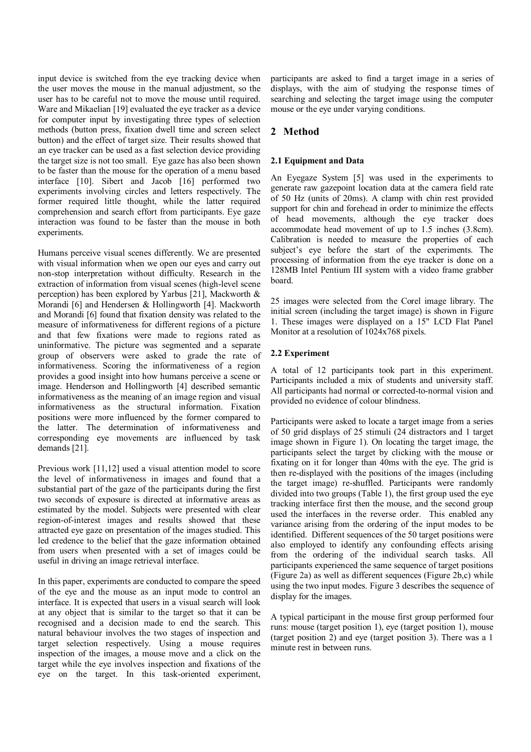input device is switched from the eye tracking device when the user moves the mouse in the manual adjustment, so the user has to be careful not to move the mouse until required. Ware and Mikaelian [19] evaluated the eye tracker as a device for computer input by investigating three types of selection methods (button press, fixation dwell time and screen select button) and the effect of target size. Their results showed that an eye tracker can be used as a fast selection device providing the target size is not too small. Eye gaze has also been shown to be faster than the mouse for the operation of a menu based interface [10]. Sibert and Jacob [16] performed two experiments involving circles and letters respectively. The former required little thought, while the latter required comprehension and search effort from participants. Eye gaze interaction was found to be faster than the mouse in both experiments.

Humans perceive visual scenes differently. We are presented with visual information when we open our eyes and carry out non-stop interpretation without difficulty. Research in the extraction of information from visual scenes (high-level scene perception) has been explored by Yarbus [21], Mackworth & Morandi [6] and Hendersen & Hollingworth [4]. Mackworth and Morandi [6] found that fixation density was related to the measure of informativeness for different regions of a picture and that few fixations were made to regions rated as uninformative. The picture was segmented and a separate group of observers were asked to grade the rate of informativeness. Scoring the informativeness of a region provides a good insight into how humans perceive a scene or image. Henderson and Hollingworth [4] described semantic informativeness as the meaning of an image region and visual informativeness as the structural information. Fixation positions were more influenced by the former compared to the latter. The determination of informativeness and corresponding eye movements are influenced by task demands [21].

Previous work [11,12] used a visual attention model to score the level of informativeness in images and found that a substantial part of the gaze of the participants during the first two seconds of exposure is directed at informative areas as estimated by the model. Subjects were presented with clear region-of-interest images and results showed that these attracted eye gaze on presentation of the images studied. This led credence to the belief that the gaze information obtained from users when presented with a set of images could be useful in driving an image retrieval interface.

In this paper, experiments are conducted to compare the speed of the eye and the mouse as an input mode to control an interface. It is expected that users in a visual search will look at any object that is similar to the target so that it can be recognised and a decision made to end the search. This natural behaviour involves the two stages of inspection and target selection respectively. Using a mouse requires inspection of the images, a mouse move and a click on the target while the eye involves inspection and fixations of the eye on the target. In this task-oriented experiment, participants are asked to find a target image in a series of displays, with the aim of studying the response times of searching and selecting the target image using the computer mouse or the eye under varying conditions.

## 2 Method

### 2.1 Equipment and Data

An Eyegaze System [5] was used in the experiments to generate raw gazepoint location data at the camera field rate of 50 Hz (units of 20ms). A clamp with chin rest provided support for chin and forehead in order to minimize the effects of head movements, although the eye tracker does accommodate head movement of up to 1.5 inches (3.8cm). Calibration is needed to measure the properties of each subject's eye before the start of the experiments. The processing of information from the eye tracker is done on a 128MB Intel Pentium III system with a video frame grabber board.

25 images were selected from the Corel image library. The initial screen (including the target image) is shown in Figure 1. These images were displayed on a 15" LCD Flat Panel Monitor at a resolution of 1024x768 pixels.

### 2.2 Experiment

A total of 12 participants took part in this experiment. Participants included a mix of students and university staff. All participants had normal or corrected-to-normal vision and provided no evidence of colour blindness.

Participants were asked to locate a target image from a series of 50 grid displays of 25 stimuli (24 distractors and 1 target image shown in Figure 1). On locating the target image, the participants select the target by clicking with the mouse or fixating on it for longer than 40ms with the eye. The grid is then re-displayed with the positions of the images (including the target image) re-shuffled. Participants were randomly divided into two groups (Table 1), the first group used the eye tracking interface first then the mouse, and the second group used the interfaces in the reverse order. This enabled any variance arising from the ordering of the input modes to be identified. Different sequences of the 50 target positions were also employed to identify any confounding effects arising from the ordering of the individual search tasks. All participants experienced the same sequence of target positions (Figure 2a) as well as different sequences (Figure 2b,c) while using the two input modes. Figure 3 describes the sequence of display for the images.

A typical participant in the mouse first group performed four runs: mouse (target position 1), eye (target position 1), mouse (target position 2) and eye (target position 3). There was a 1 minute rest in between runs.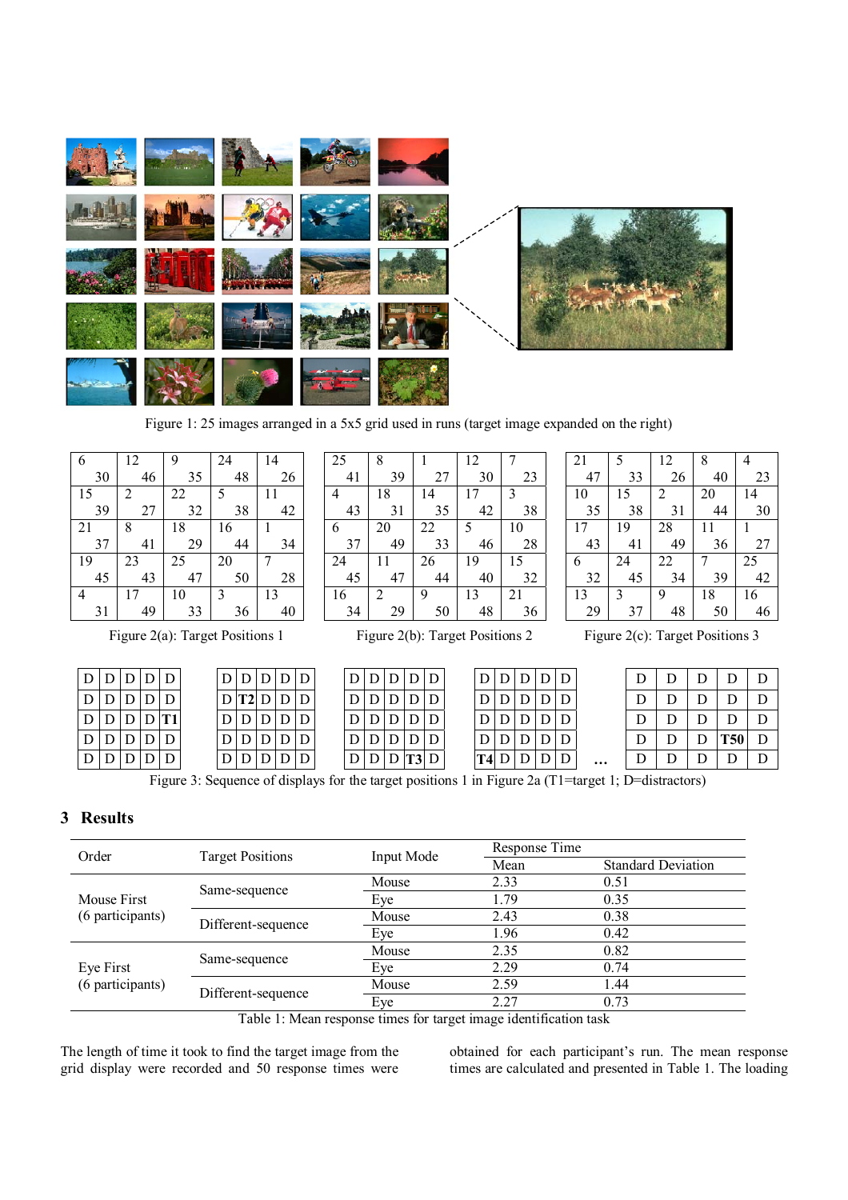Figure 1: 25 images arranged in a 5x5 grid used in runs (target image expanded on the right)

| 6 / 30 | 12 / 46 | 9 / 35 | 24 / 48 | 14 / 26 |
|---|---|---|---|---|
| 15 / 39 | 2 / 27 | 22 / 32 | 5 / 38 | 11 / 42 |
| 21 / 37 | 8 / 41 | 18 / 29 | 16 / 44 | 1 / 34 |
| 19 / 45 | 23 / 43 | 25 / 47 | 20 / 50 | 7 / 28 |
| 4 / 31 | 17 / 49 | 10 / 33 | 3 / 36 | 13 / 40 |

Figure 2(a): Target Positions 1

| 25 / 41 | 8 / 39 | 1 / 27 | 12 / 30 | 7 / 23 |
|---|---|---|---|---|
| 4 / 43 | 18 / 31 | 14 / 35 | 17 / 42 | 3 / 38 |
| 6 / 37 | 20 / 49 | 22 / 33 | 5 / 46 | 10 / 28 |
| 24 / 45 | 11 / 47 | 26 / 44 | 19 / 40 | 15 / 32 |
| 16 / 34 | 2 / 29 | 9 / 50 | 13 / 48 | 21 / 36 |

Figure 2(b): Target Positions 2

| 21 / 47 | 5 / 33 | 12 / 26 | 8 / 40 | 4 / 23 |
|---|---|---|---|---|
| 10 / 35 | 15 / 38 | 2 / 31 | 20 / 44 | 14 / 30 |
| 17 / 43 | 19 / 41 | 28 / 49 | 11 / 36 | 1 / 27 |
| 6 / 32 | 24 / 45 | 22 / 34 | 7 / 39 | 25 / 42 |
| 13 / 29 | 3 / 37 | 9 / 48 | 18 / 50 | 16 / 46 |

Figure 2(c): Target Positions 3

| D | D | D | D | D |
|---|---|---|---|---|
| D | D | D | D | D |
| D | D | D | D | **T1** |
| D | D | D | D | D |
| D | D | D | D | D |

| D | D | D | D | D |
|---|---|---|---|---|
| D | **T2** | D | D | D |
| D | D | D | D | D |
| D | D | D | D | D |
| D | D | D | D | D |

| D | D | D | D | D |
|---|---|---|---|---|
| D | D | D | D | D |
| D | D | D | D | D |
| D | D | D | D | D |
| D | D | D | **T3** | D |

| D | D | D | D | D |
|---|---|---|---|---|
| D | D | D | D | D |
| D | D | D | D | D |
| D | D | D | D | D |
| **T4** | D | D | D | D |

…

| D | D | D | D | D |
|---|---|---|---|---|
| D | D | D | D | D |
| D | D | D | D | D |
| D | D | D | **T50** | D |
| D | D | D | D | D |

Figure 3: Sequence of displays for the target positions 1 in Figure 2a (T1=target 1; D=distractors)

## 3 Results

| Order | Target Positions | Input Mode | Response Time | |
|---|---|---|---|---|
| | | | Mean | Standard Deviation |
| Mouse First (6 participants) | Same-sequence | Mouse | 2.33 | 0.51 |
| | | Eye | 1.79 | 0.35 |
| | Different-sequence | Mouse | 2.43 | 0.38 |
| | | Eye | 1.96 | 0.42 |
| Eye First (6 participants) | Same-sequence | Mouse | 2.35 | 0.82 |
| | | Eye | 2.29 | 0.74 |
| | Different-sequence | Mouse | 2.59 | 1.44 |
| | | Eye | 2.27 | 0.73 |

Table 1: Mean response times for target image identification task

The length of time it took to find the target image from the grid display were recorded and 50 response times were obtained for each participant's run. The mean response times are calculated and presented in Table 1. The loading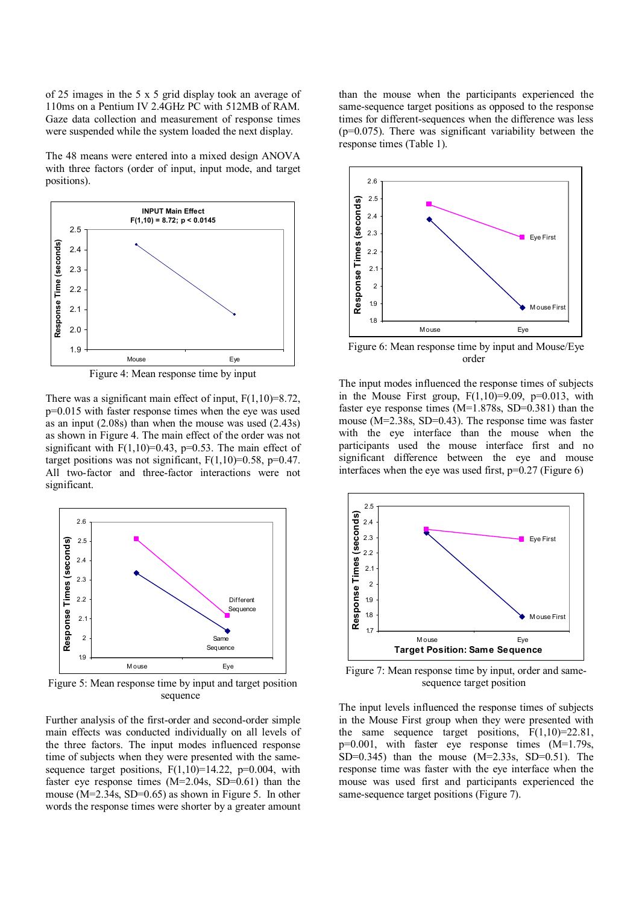of 25 images in the 5 x 5 grid display took an average of 110ms on a Pentium IV 2.4GHz PC with 512MB of RAM. Gaze data collection and measurement of response times were suspended while the system loaded the next display.

The 48 means were entered into a mixed design ANOVA with three factors (order of input, input mode, and target positions).

Figure 4: Mean response time by input

There was a significant main effect of input, $F(1,10)=8.72$, $p=0.015$ with faster response times when the eye was used as an input (2.08s) than when the mouse was used (2.43s) as shown in Figure 4. The main effect of the order was not significant with $F(1,10)=0.43$, $p=0.53$. The main effect of target positions was not significant, $F(1,10)=0.58$, $p=0.47$. All two-factor and three-factor interactions were not significant.

Figure 5: Mean response time by input and target position sequence

Further analysis of the first-order and second-order simple main effects was conducted individually on all levels of the three factors. The input modes influenced response time of subjects when they were presented with the same-sequence target positions, $F(1,10)=14.22$, $p=0.004$, with faster eye response times (M=2.04s, SD=0.61) than the mouse (M=2.34s, SD=0.65) as shown in Figure 5. In other words the response times were shorter by a greater amount than the mouse when the participants experienced the same-sequence target positions as opposed to the response times for different-sequences when the difference was less ($p=0.075$). There was significant variability between the response times (Table 1).

Figure 6: Mean response time by input and Mouse/Eye order

The input modes influenced the response times of subjects in the Mouse First group, $F(1,10)=9.09$, $p=0.013$, with faster eye response times (M=1.878s, SD=0.381) than the mouse (M=2.38s, SD=0.43). The response time was faster with the eye interface than the mouse when the participants used the mouse interface first and no significant difference between the eye and mouse interfaces when the eye was used first, $p=0.27$ (Figure 6)

Figure 7: Mean response time by input, order and same-sequence target position

The input levels influenced the response times of subjects in the Mouse First group when they were presented with the same sequence target positions, $F(1,10)=22.81$, $p=0.001$, with faster eye response times (M=1.79s, SD=0.345) than the mouse (M=2.33s, SD=0.51). The response time was faster with the eye interface when the mouse was used first and participants experienced the same-sequence target positions (Figure 7).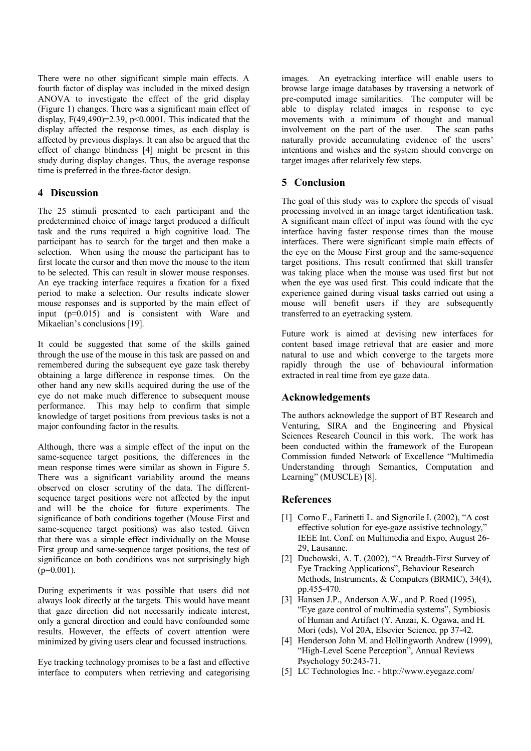There were no other significant simple main effects. A fourth factor of display was included in the mixed design ANOVA to investigate the effect of the grid display (Figure 1) changes. There was a significant main effect of display, $F(49,490)=2.39$, $p<0.0001$. This indicated that the display affected the response times, as each display is affected by previous displays. It can also be argued that the effect of change blindness [4] might be present in this study during display changes. Thus, the average response time is preferred in the three-factor design.

## 4 Discussion

The 25 stimuli presented to each participant and the predetermined choice of image target produced a difficult task and the runs required a high cognitive load. The participant has to search for the target and then make a selection. When using the mouse the participant has to first locate the cursor and then move the mouse to the item to be selected. This can result in slower mouse responses. An eye tracking interface requires a fixation for a fixed period to make a selection. Our results indicate slower mouse responses and is supported by the main effect of input ($p=0.015$) and is consistent with Ware and Mikaelian's conclusions [19].

It could be suggested that some of the skills gained through the use of the mouse in this task are passed on and remembered during the subsequent eye gaze task thereby obtaining a large difference in response times. On the other hand any new skills acquired during the use of the eye do not make much difference to subsequent mouse performance. This may help to confirm that simple knowledge of target positions from previous tasks is not a major confounding factor in the results.

Although, there was a simple effect of the input on the same-sequence target positions, the differences in the mean response times were similar as shown in Figure 5. There was a significant variability around the means observed on closer scrutiny of the data. The different-sequence target positions were not affected by the input and will be the choice for future experiments. The significance of both conditions together (Mouse First and same-sequence target positions) was also tested. Given that there was a simple effect individually on the Mouse First group and same-sequence target positions, the test of significance on both conditions was not surprisingly high ($p=0.001$).

During experiments it was possible that users did not always look directly at the targets. This would have meant that gaze direction did not necessarily indicate interest, only a general direction and could have confounded some results. However, the effects of covert attention were minimized by giving users clear and focussed instructions.

Eye tracking technology promises to be a fast and effective interface to computers when retrieving and categorising images. An eyetracking interface will enable users to browse large image databases by traversing a network of pre-computed image similarities. The computer will be able to display related images in response to eye movements with a minimum of thought and manual involvement on the part of the user. The scan paths naturally provide accumulating evidence of the users' intentions and wishes and the system should converge on target images after relatively few steps.

## 5 Conclusion

The goal of this study was to explore the speeds of visual processing involved in an image target identification task. A significant main effect of input was found with the eye interface having faster response times than the mouse interfaces. There were significant simple main effects of the eye on the Mouse First group and the same-sequence target positions. This result confirmed that skill transfer was taking place when the mouse was used first but not when the eye was used first. This could indicate that the experience gained during visual tasks carried out using a mouse will benefit users if they are subsequently transferred to an eyetracking system.

Future work is aimed at devising new interfaces for content based image retrieval that are easier and more natural to use and which converge to the targets more rapidly through the use of behavioural information extracted in real time from eye gaze data.

## Acknowledgements

The authors acknowledge the support of BT Research and Venturing, SIRA and the Engineering and Physical Sciences Research Council in this work. The work has been conducted within the framework of the European Commission funded Network of Excellence "Multimedia Understanding through Semantics, Computation and Learning" (MUSCLE) [8].

## References

[1] Corno F., Farinetti L. and Signorile I. (2002), "A cost effective solution for eye-gaze assistive technology," IEEE Int. Conf. on Multimedia and Expo, August 26-29, Lausanne.

[2] Duchowski, A. T. (2002), "A Breadth-First Survey of Eye Tracking Applications", Behaviour Research Methods, Instruments, & Computers (BRMIC), 34(4), pp.455-470.

[3] Hansen J.P., Anderson A.W., and P. Roed (1995), "Eye gaze control of multimedia systems", Symbiosis of Human and Artifact (Y. Anzai, K. Ogawa, and H. Mori (eds), Vol 20A, Elsevier Science, pp 37-42.

[4] Henderson John M. and Hollingworth Andrew (1999), "High-Level Scene Perception", Annual Reviews Psychology 50:243-71.

[5] LC Technologies Inc. - http://www.eyegaze.com/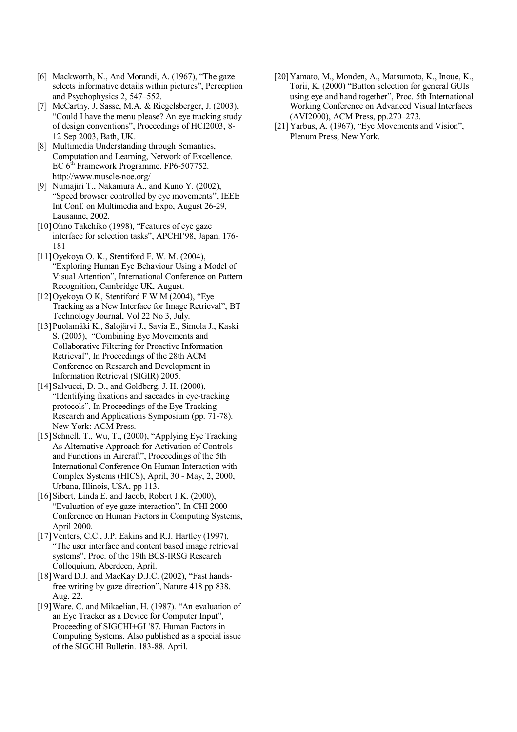[6] Mackworth, N., And Morandi, A. (1967), “The gaze selects informative details within pictures”, Perception and Psychophysics 2, 547–552.

[7] McCarthy, J, Sasse, M.A. & Riegelsberger, J. (2003), “Could I have the menu please? An eye tracking study of design conventions”, Proceedings of HCI2003, 8-12 Sep 2003, Bath, UK.

[8] Multimedia Understanding through Semantics, Computation and Learning, Network of Excellence. EC 6th Framework Programme. FP6-507752. http://www.muscle-noe.org/

[9] Numajiri T., Nakamura A., and Kuno Y. (2002), “Speed browser controlled by eye movements”, IEEE Int Conf. on Multimedia and Expo, August 26-29, Lausanne, 2002.

[10] Ohno Takehiko (1998), “Features of eye gaze interface for selection tasks”, APCHI’98, Japan, 176-181

[11] Oyekoya O. K., Stentiford F. W. M. (2004), “Exploring Human Eye Behaviour Using a Model of Visual Attention”, International Conference on Pattern Recognition, Cambridge UK, August.

[12] Oyekoya O K, Stentiford F W M (2004), “Eye Tracking as a New Interface for Image Retrieval”, BT Technology Journal, Vol 22 No 3, July.

[13] Puolamäki K., Salojärvi J., Savia E., Simola J., Kaski S. (2005), “Combining Eye Movements and Collaborative Filtering for Proactive Information Retrieval”, In Proceedings of the 28th ACM Conference on Research and Development in Information Retrieval (SIGIR) 2005.

[14] Salvucci, D. D., and Goldberg, J. H. (2000), “Identifying fixations and saccades in eye-tracking protocols”, In Proceedings of the Eye Tracking Research and Applications Symposium (pp. 71-78). New York: ACM Press.

[15] Schnell, T., Wu, T., (2000), “Applying Eye Tracking As Alternative Approach for Activation of Controls and Functions in Aircraft”, Proceedings of the 5th International Conference On Human Interaction with Complex Systems (HICS), April, 30 - May, 2, 2000, Urbana, Illinois, USA, pp 113.

[16] Sibert, Linda E. and Jacob, Robert J.K. (2000), “Evaluation of eye gaze interaction”, In CHI 2000 Conference on Human Factors in Computing Systems, April 2000.

[17] Venters, C.C., J.P. Eakins and R.J. Hartley (1997), “The user interface and content based image retrieval systems”, Proc. of the 19th BCS-IRSG Research Colloquium, Aberdeen, April.

[18] Ward D.J. and MacKay D.J.C. (2002), “Fast hands-free writing by gaze direction”, Nature 418 pp 838, Aug. 22.

[19] Ware, C. and Mikaelian, H. (1987). “An evaluation of an Eye Tracker as a Device for Computer Input”, Proceeding of SIGCHI+GI '87, Human Factors in Computing Systems. Also published as a special issue of the SIGCHI Bulletin. 183-88. April.

[20] Yamato, M., Monden, A., Matsumoto, K., Inoue, K., Torii, K. (2000) “Button selection for general GUIs using eye and hand together”, Proc. 5th International Working Conference on Advanced Visual Interfaces (AVI2000), ACM Press, pp.270–273.

[21] Yarbus, A. (1967), “Eye Movements and Vision”, Plenum Press, New York.